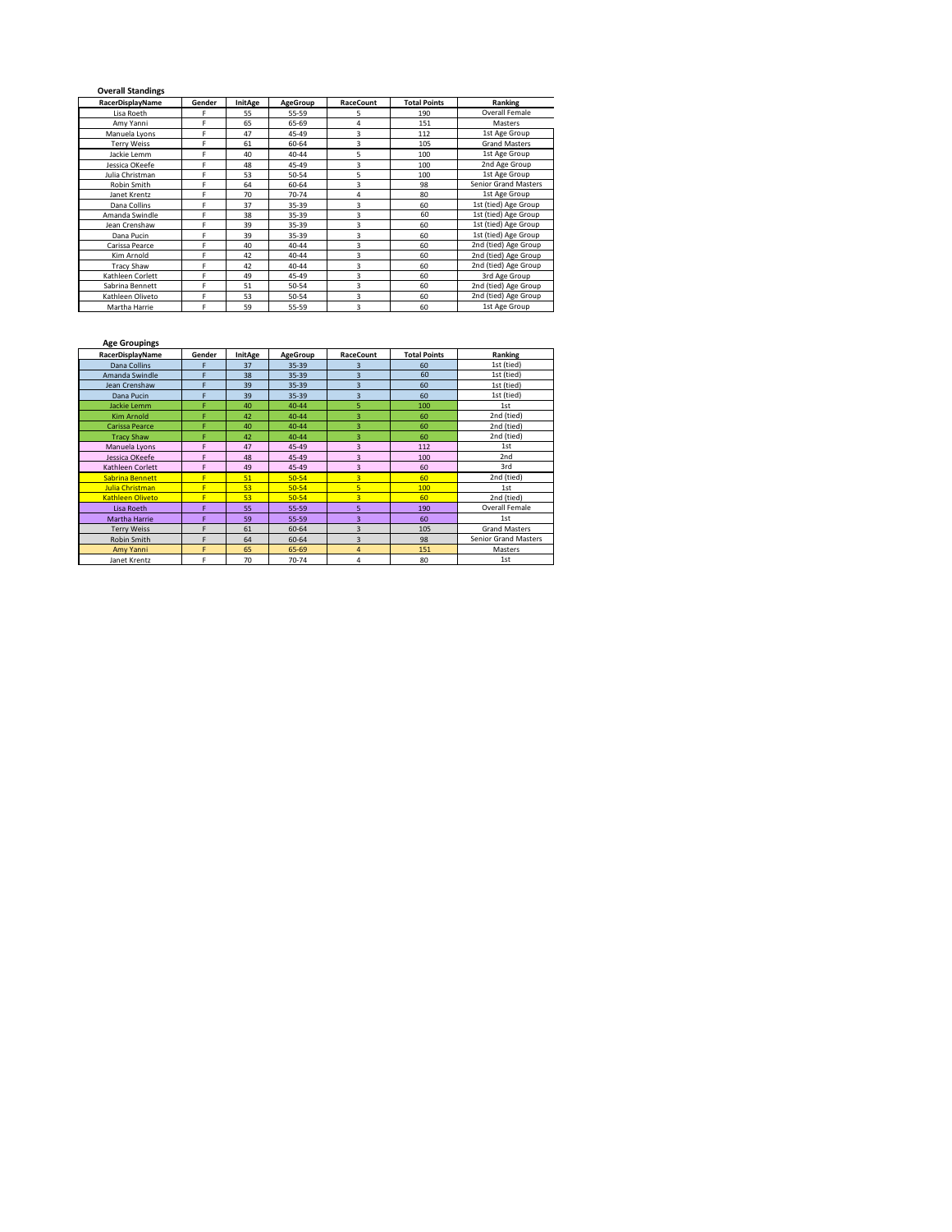**Overall Standings**

| RacerDisplayName | Gender | InitAge | AgeGroup | RaceCount | Total Points | Ranking |
|---|---|---|---|---|---|---|
| Lisa Roeth | F | 55 | 55-59 | 5 | 190 | Overall Female |
| Amy Yanni | F | 65 | 65-69 | 4 | 151 | Masters |
| Manuela Lyons | F | 47 | 45-49 | 3 | 112 | 1st Age Group |
| Terry Weiss | F | 61 | 60-64 | 3 | 105 | Grand Masters |
| Jackie Lemm | F | 40 | 40-44 | 5 | 100 | 1st Age Group |
| Jessica OKeefe | F | 48 | 45-49 | 3 | 100 | 2nd Age Group |
| Julia Christman | F | 53 | 50-54 | 5 | 100 | 1st Age Group |
| Robin Smith | F | 64 | 60-64 | 3 | 98 | Senior Grand Masters |
| Janet Krentz | F | 70 | 70-74 | 4 | 80 | 1st Age Group |
| Dana Collins | F | 37 | 35-39 | 3 | 60 | 1st (tied) Age Group |
| Amanda Swindle | F | 38 | 35-39 | 3 | 60 | 1st (tied) Age Group |
| Jean Crenshaw | F | 39 | 35-39 | 3 | 60 | 1st (tied) Age Group |
| Dana Pucin | F | 39 | 35-39 | 3 | 60 | 1st (tied) Age Group |
| Carissa Pearce | F | 40 | 40-44 | 3 | 60 | 2nd (tied) Age Group |
| Kim Arnold | F | 42 | 40-44 | 3 | 60 | 2nd (tied) Age Group |
| Tracy Shaw | F | 42 | 40-44 | 3 | 60 | 2nd (tied) Age Group |
| Kathleen Corlett | F | 49 | 45-49 | 3 | 60 | 3rd Age Group |
| Sabrina Bennett | F | 51 | 50-54 | 3 | 60 | 2nd (tied) Age Group |
| Kathleen Oliveto | F | 53 | 50-54 | 3 | 60 | 2nd (tied) Age Group |
| Martha Harrie | F | 59 | 55-59 | 3 | 60 | 1st Age Group |

**Age Groupings**

| RacerDisplayName | Gender | InitAge | AgeGroup | RaceCount | Total Points | Ranking |
|---|---|---|---|---|---|---|
| Dana Collins | F | 37 | 35-39 | 3 | 60 | 1st (tied) |
| Amanda Swindle | F | 38 | 35-39 | 3 | 60 | 1st (tied) |
| Jean Crenshaw | F | 39 | 35-39 | 3 | 60 | 1st (tied) |
| Dana Pucin | F | 39 | 35-39 | 3 | 60 | 1st (tied) |
| Jackie Lemm | F | 40 | 40-44 | 5 | 100 | 1st |
| Kim Arnold | F | 42 | 40-44 | 3 | 60 | 2nd (tied) |
| Carissa Pearce | F | 40 | 40-44 | 3 | 60 | 2nd (tied) |
| Tracy Shaw | F | 42 | 40-44 | 3 | 60 | 2nd (tied) |
| Manuela Lyons | F | 47 | 45-49 | 3 | 112 | 1st |
| Jessica OKeefe | F | 48 | 45-49 | 3 | 100 | 2nd |
| Kathleen Corlett | F | 49 | 45-49 | 3 | 60 | 3rd |
| Sabrina Bennett | F | 51 | 50-54 | 3 | 60 | 2nd (tied) |
| Julia Christman | F | 53 | 50-54 | 5 | 100 | 1st |
| Kathleen Oliveto | F | 53 | 50-54 | 3 | 60 | 2nd (tied) |
| Lisa Roeth | F | 55 | 55-59 | 5 | 190 | Overall Female |
| Martha Harrie | F | 59 | 55-59 | 3 | 60 | 1st |
| Terry Weiss | F | 61 | 60-64 | 3 | 105 | Grand Masters |
| Robin Smith | F | 64 | 60-64 | 3 | 98 | Senior Grand Masters |
| Amy Yanni | F | 65 | 65-69 | 4 | 151 | Masters |
| Janet Krentz | F | 70 | 70-74 | 4 | 80 | 1st |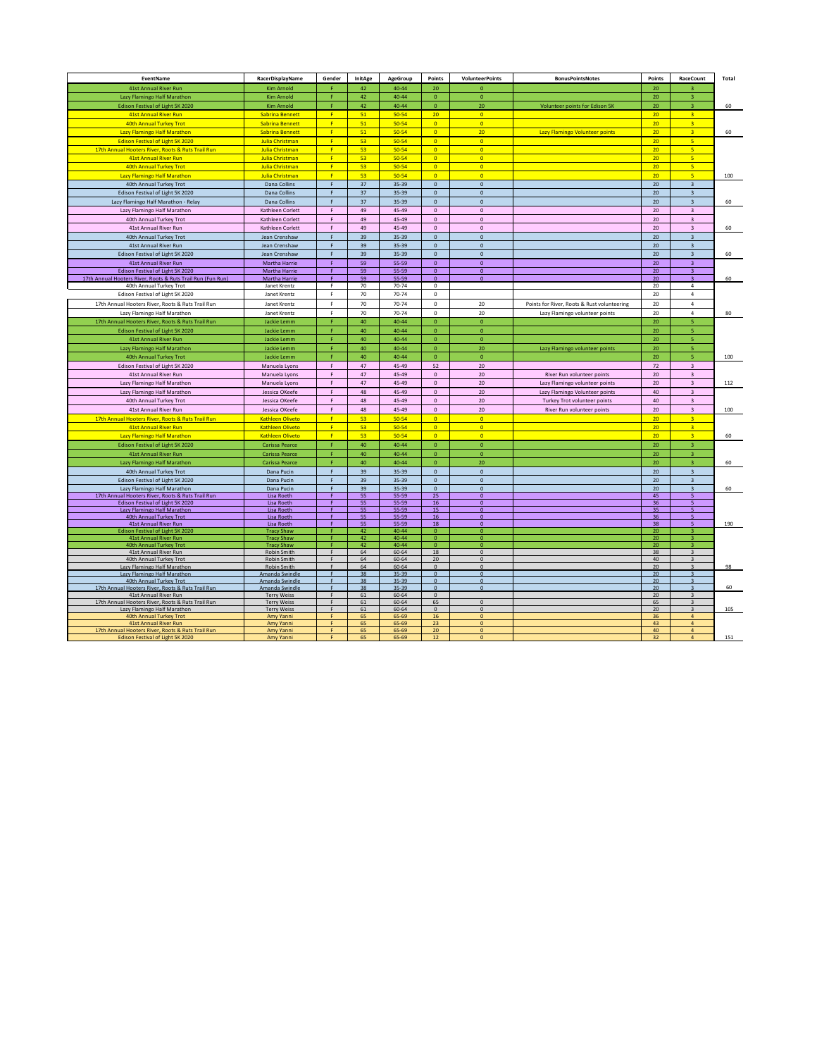| EventName | RacerDisplayName | Gender | InitAge | AgeGroup | Points | VolunteerPoints | BonusPointsNotes | Points | RaceCount | Total |
|---|---|---|---|---|---|---|---|---|---|---|
| 41st Annual River Run | Kim Arnold | F | 42 | 40-44 | 20 | 0 | | 20 | 3 | |
| Lazy Flamingo Half Marathon | Kim Arnold | F | 42 | 40-44 | 0 | 0 | | 20 | 3 | |
| Edison Festival of Light 5K 2020 | Kim Arnold | F | 42 | 40-44 | 0 | 20 | Volunteer points for Edison 5K | 20 | 3 | 60 |
| 41st Annual River Run | Sabrina Bennett | F | 51 | 50-54 | 20 | 0 | | 20 | 3 | |
| 40th Annual Turkey Trot | Sabrina Bennett | F | 51 | 50-54 | 0 | 0 | | 20 | 3 | |
| Lazy Flamingo Half Marathon | Sabrina Bennett | F | 51 | 50-54 | 0 | 20 | Lazy Flamingo Volunteer points | 20 | 3 | 60 |
| Edison Festival of Light 5K 2020 | Julia Christman | F | 53 | 50-54 | 0 | 0 | | 20 | 5 | |
| 17th Annual Hooters River, Roots & Ruts Trail Run | Julia Christman | F | 53 | 50-54 | 0 | 0 | | 20 | 5 | |
| 41st Annual River Run | Julia Christman | F | 53 | 50-54 | 0 | 0 | | 20 | 5 | |
| 40th Annual Turkey Trot | Julia Christman | F | 53 | 50-54 | 0 | 0 | | 20 | 5 | |
| Lazy Flamingo Half Marathon | Julia Christman | F | 53 | 50-54 | 0 | 0 | | 20 | 5 | 100 |
| 40th Annual Turkey Trot | Dana Collins | F | 37 | 35-39 | 0 | 0 | | 20 | 3 | |
| Edison Festival of Light 5K 2020 | Dana Collins | F | 37 | 35-39 | 0 | 0 | | 20 | 3 | |
| Lazy Flamingo Half Marathon - Relay | Dana Collins | F | 37 | 35-39 | 0 | 0 | | 20 | 3 | 60 |
| Lazy Flamingo Half Marathon | Kathleen Corlett | F | 49 | 45-49 | 0 | 0 | | 20 | 3 | |
| 40th Annual Turkey Trot | Kathleen Corlett | F | 49 | 45-49 | 0 | 0 | | 20 | 3 | |
| 41st Annual River Run | Kathleen Corlett | F | 49 | 45-49 | 0 | 0 | | 20 | 3 | 60 |
| 40th Annual Turkey Trot | Jean Crenshaw | F | 39 | 35-39 | 0 | 0 | | 20 | 3 | |
| 41st Annual River Run | Jean Crenshaw | F | 39 | 35-39 | 0 | 0 | | 20 | 3 | |
| Edison Festival of Light 5K 2020 | Jean Crenshaw | F | 39 | 35-39 | 0 | 0 | | 20 | 3 | 60 |
| 41st Annual River Run | Martha Harrie | F | 59 | 55-59 | 0 | 0 | | 20 | 3 | |
| Edison Festival of Light 5K 2020 | Martha Harrie | F | 59 | 55-59 | 0 | 0 | | 20 | 3 | |
| 17th Annual Hooters River, Roots & Ruts Trail Run (Fun Run) | Martha Harrie | F | 59 | 55-59 | 0 | 0 | | 20 | 3 | 60 |
| 40th Annual Turkey Trot | Janet Krentz | F | 70 | 70-74 | 0 | | | 20 | 4 | |
| Edison Festival of Light 5K 2020 | Janet Krentz | F | 70 | 70-74 | 0 | | | 20 | 4 | |
| 17th Annual Hooters River, Roots & Ruts Trail Run | Janet Krentz | F | 70 | 70-74 | 0 | 20 | Points for River, Roots & Rust volunteering | 20 | 4 | |
| Lazy Flamingo Half Marathon | Janet Krentz | F | 70 | 70-74 | 0 | 20 | Lazy Flamingo volunteer points | 20 | 4 | 80 |
| 17th Annual Hooters River, Roots & Ruts Trail Run | Jackie Lemm | F | 40 | 40-44 | 0 | 0 | | 20 | 5 | |
| Edison Festival of Light 5K 2020 | Jackie Lemm | F | 40 | 40-44 | 0 | 0 | | 20 | 5 | |
| 41st Annual River Run | Jackie Lemm | F | 40 | 40-44 | 0 | 0 | | 20 | 5 | |
| Lazy Flamingo Half Marathon | Jackie Lemm | F | 40 | 40-44 | 0 | 20 | Lazy Flamingo volunteer points | 20 | 5 | |
| 40th Annual Turkey Trot | Jackie Lemm | F | 40 | 40-44 | 0 | 0 | | 20 | 5 | 100 |
| Edison Festival of Light 5K 2020 | Manuela Lyons | F | 47 | 45-49 | 52 | 20 | | 72 | 3 | |
| 41st Annual River Run | Manuela Lyons | F | 47 | 45-49 | 0 | 20 | River Run volunteer points | 20 | 3 | |
| Lazy Flamingo Half Marathon | Manuela Lyons | F | 47 | 45-49 | 0 | 20 | Lazy Flamingo volunteer points | 20 | 3 | 112 |
| Lazy Flamingo Half Marathon | Jessica OKeefe | F | 48 | 45-49 | 0 | 20 | Lazy Flamingo Volunteer points | 40 | 3 | |
| 40th Annual Turkey Trot | Jessica OKeefe | F | 48 | 45-49 | 0 | 20 | Turkey Trot volunteer points | 40 | 3 | |
| 41st Annual River Run | Jessica OKeefe | F | 48 | 45-49 | 0 | 20 | River Run volunteer points | 20 | 3 | 100 |
| 17th Annual Hooters River, Roots & Ruts Trail Run | Kathleen Oliveto | F | 53 | 50-54 | 0 | 0 | | 20 | 3 | |
| 41st Annual River Run | Kathleen Oliveto | F | 53 | 50-54 | 0 | 0 | | 20 | 3 | |
| Lazy Flamingo Half Marathon | Kathleen Oliveto | F | 53 | 50-54 | 0 | 0 | | 20 | 3 | 60 |
| Edison Festival of Light 5K 2020 | Carissa Pearce | F | 40 | 40-44 | 0 | 0 | | 20 | 3 | |
| 41st Annual River Run | Carissa Pearce | F | 40 | 40-44 | 0 | 0 | | 20 | 3 | |
| Lazy Flamingo Half Marathon | Carissa Pearce | F | 40 | 40-44 | 0 | 20 | | 20 | 3 | 60 |
| 40th Annual Turkey Trot | Dana Pucin | F | 39 | 35-39 | 0 | 0 | | 20 | 3 | |
| Edison Festival of Light 5K 2020 | Dana Pucin | F | 39 | 35-39 | 0 | 0 | | 20 | 3 | |
| Lazy Flamingo Half Marathon | Dana Pucin | F | 39 | 35-39 | 0 | 0 | | 20 | 3 | 60 |
| 17th Annual Hooters River, Roots & Ruts Trail Run | Lisa Roeth | F | 55 | 55-59 | 25 | 0 | | 45 | 5 | |
| Edison Festival of Light 5K 2020 | Lisa Roeth | F | 55 | 55-59 | 16 | 0 | | 36 | 5 | |
| Lazy Flamingo Half Marathon | Lisa Roeth | F | 55 | 55-59 | 15 | 0 | | 35 | 5 | |
| 40th Annual Turkey Trot | Lisa Roeth | F | 55 | 55-59 | 16 | 0 | | 36 | 5 | |
| 41st Annual River Run | Lisa Roeth | F | 55 | 55-59 | 18 | 0 | | 38 | 5 | 190 |
| Edison Festival of Light 5K 2020 | Tracy Shaw | F | 42 | 40-44 | 0 | 0 | | 20 | 3 | |
| 41st Annual River Run | Tracy Shaw | F | 42 | 40-44 | 0 | 0 | | 20 | 3 | |
| 40th Annual Turkey Trot | Tracy Shaw | F | 42 | 40-44 | 0 | 0 | | 20 | 3 | |
| 41st Annual River Run | Robin Smith | F | 64 | 60-64 | 18 | 0 | | 38 | 3 | |
| 40th Annual Turkey Trot | Robin Smith | F | 64 | 60-64 | 20 | 0 | | 40 | 3 | |
| Lazy Flamingo Half Marathon | Robin Smith | F | 64 | 60-64 | 0 | 0 | | 20 | 3 | 98 |
| Lazy Flamingo Half Marathon | Amanda Swindle | F | 38 | 35-39 | 0 | 0 | | 20 | 3 | |
| 40th Annual Turkey Trot | Amanda Swindle | F | 38 | 35-39 | 0 | 0 | | 20 | 3 | |
| 17th Annual Hooters River, Roots & Ruts Trail Run | Amanda Swindle | F | 38 | 35-39 | 0 | 0 | | 20 | 3 | 60 |
| 41st Annual River Run | Terry Weiss | F | 61 | 60-64 | 0 | | | 20 | 3 | |
| 17th Annual Hooters River, Roots & Ruts Trail Run | Terry Weiss | F | 61 | 60-64 | 65 | 0 | | 65 | 3 | |
| Lazy Flamingo Half Marathon | Terry Weiss | F | 61 | 60-64 | 0 | 0 | | 20 | 3 | 105 |
| 40th Annual Turkey Trot | Amy Yanni | F | 65 | 65-69 | 16 | 0 | | 36 | 4 | |
| 41st Annual River Run | Amy Yanni | F | 65 | 65-69 | 23 | 0 | | 43 | 4 | |
| 17th Annual Hooters River, Roots & Ruts Trail Run | Amy Yanni | F | 65 | 65-69 | 20 | 0 | | 40 | 4 | |
| Edison Festival of Light 5K 2020 | Amy Yanni | F | 65 | 65-69 | 12 | 0 | | 32 | 4 | 151 |